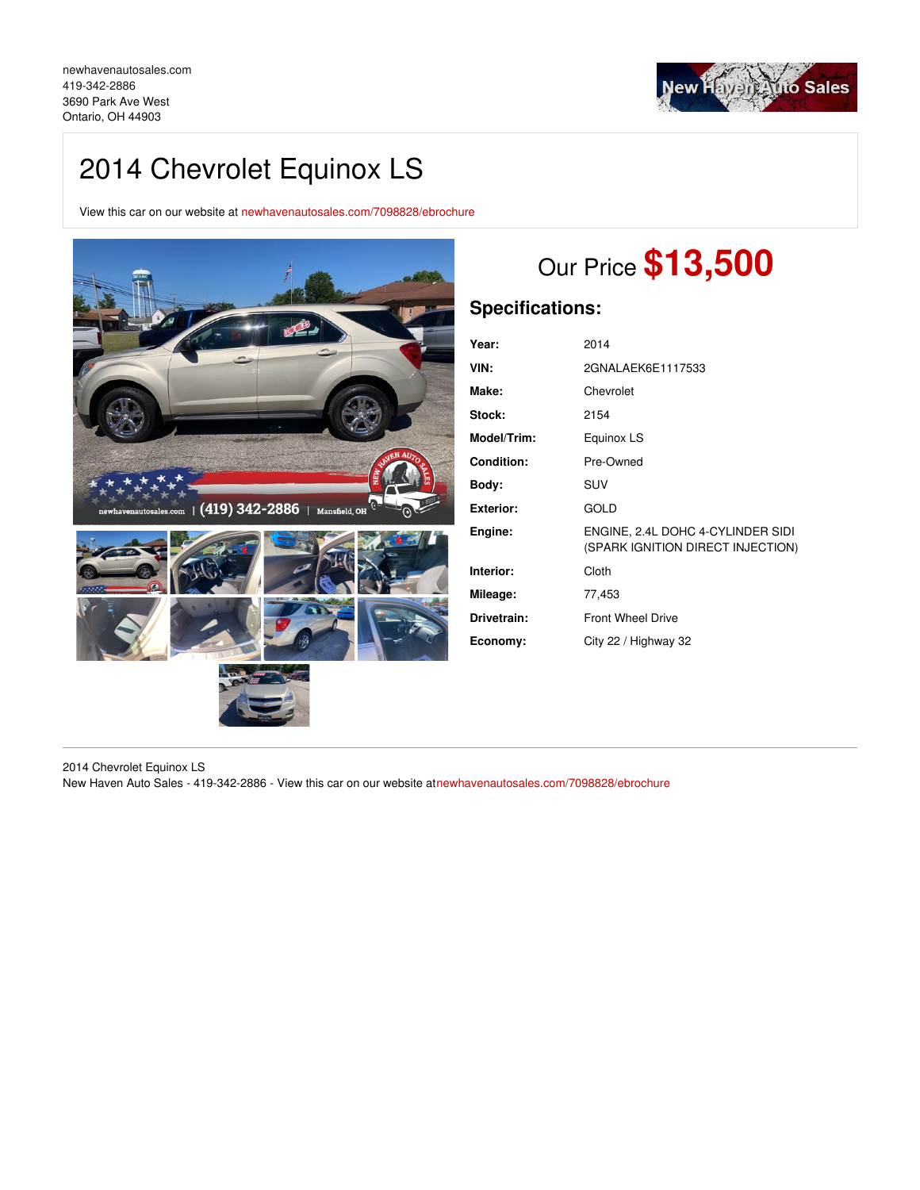newhavenautosales.com
419-342-2886
3690 Park Ave West
Ontario, OH 44903

# 2014 Chevrolet Equinox LS

View this car on our website at newhavenautosales.com/7098828/ebrochure

## Our Price $13,500

## Specifications:

| | |
|---|---|
| **Year:** | 2014 |
| **VIN:** | 2GNALAEK6E1117533 |
| **Make:** | Chevrolet |
| **Stock:** | 2154 |
| **Model/Trim:** | Equinox LS |
| **Condition:** | Pre-Owned |
| **Body:** | SUV |
| **Exterior:** | GOLD |
| **Engine:** | ENGINE, 2.4L DOHC 4-CYLINDER SIDI (SPARK IGNITION DIRECT INJECTION) |
| **Interior:** | Cloth |
| **Mileage:** | 77,453 |
| **Drivetrain:** | Front Wheel Drive |
| **Economy:** | City 22 / Highway 32 |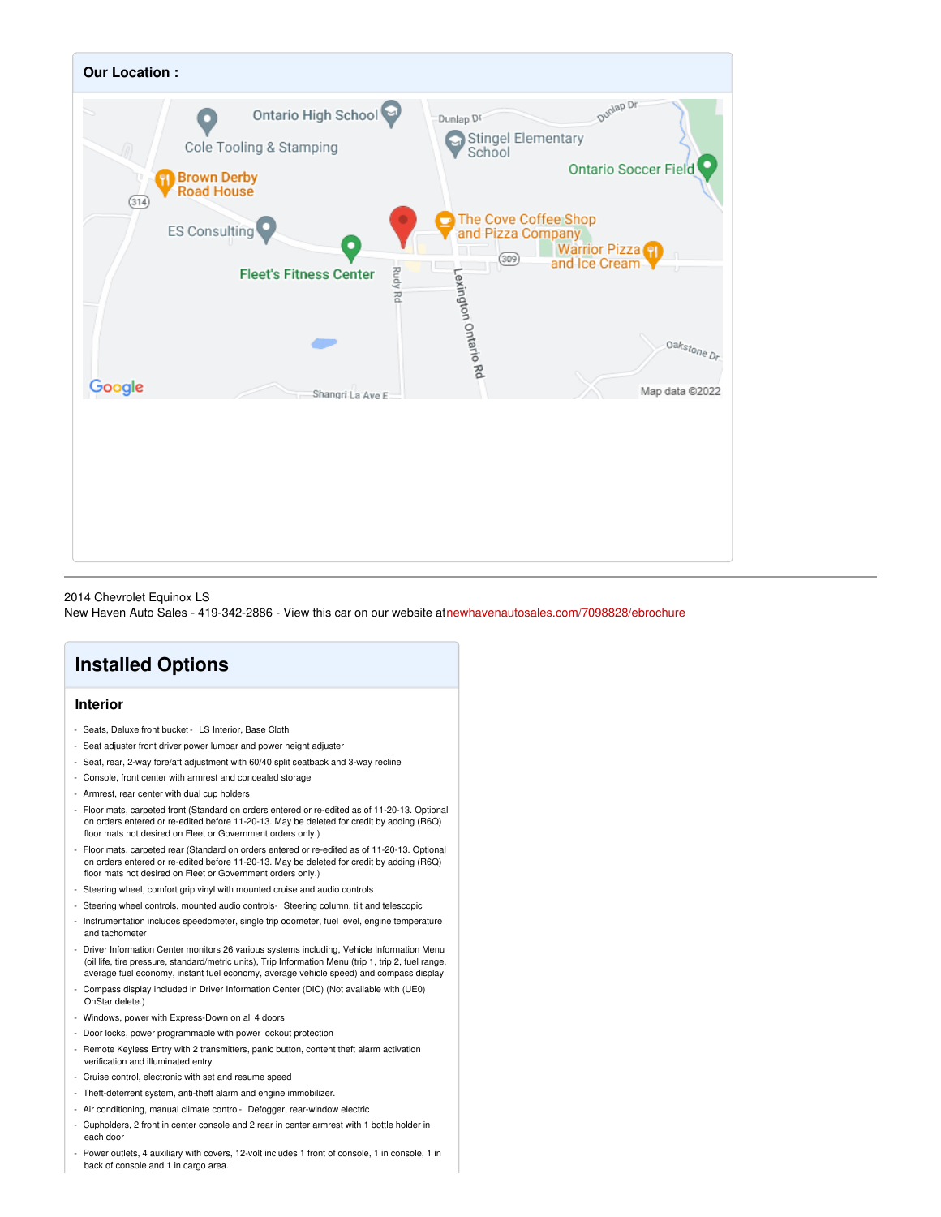## Our Location :

2014 Chevrolet Equinox LS
New Haven Auto Sales - 419-342-2886 - View this car on our website atnewhavenautosales.com/7098828/ebrochure

# Installed Options

## Interior

- Seats, Deluxe front bucket - LS Interior, Base Cloth
- Seat adjuster front driver power lumbar and power height adjuster
- Seat, rear, 2-way fore/aft adjustment with 60/40 split seatback and 3-way recline
- Console, front center with armrest and concealed storage
- Armrest, rear center with dual cup holders
- Floor mats, carpeted front (Standard on orders entered or re-edited as of 11-20-13. Optional on orders entered or re-edited before 11-20-13. May be deleted for credit by adding (R6Q) floor mats not desired on Fleet or Government orders only.)
- Floor mats, carpeted rear (Standard on orders entered or re-edited as of 11-20-13. Optional on orders entered or re-edited before 11-20-13. May be deleted for credit by adding (R6Q) floor mats not desired on Fleet or Government orders only.)
- Steering wheel, comfort grip vinyl with mounted cruise and audio controls
- Steering wheel controls, mounted audio controls- Steering column, tilt and telescopic
- Instrumentation includes speedometer, single trip odometer, fuel level, engine temperature and tachometer
- Driver Information Center monitors 26 various systems including, Vehicle Information Menu (oil life, tire pressure, standard/metric units), Trip Information Menu (trip 1, trip 2, fuel range, average fuel economy, instant fuel economy, average vehicle speed) and compass display
- Compass display included in Driver Information Center (DIC) (Not available with (UE0) OnStar delete.)
- Windows, power with Express-Down on all 4 doors
- Door locks, power programmable with power lockout protection
- Remote Keyless Entry with 2 transmitters, panic button, content theft alarm activation verification and illuminated entry
- Cruise control, electronic with set and resume speed
- Theft-deterrent system, anti-theft alarm and engine immobilizer.
- Air conditioning, manual climate control- Defogger, rear-window electric
- Cupholders, 2 front in center console and 2 rear in center armrest with 1 bottle holder in each door
- Power outlets, 4 auxiliary with covers, 12-volt includes 1 front of console, 1 in console, 1 in back of console and 1 in cargo area.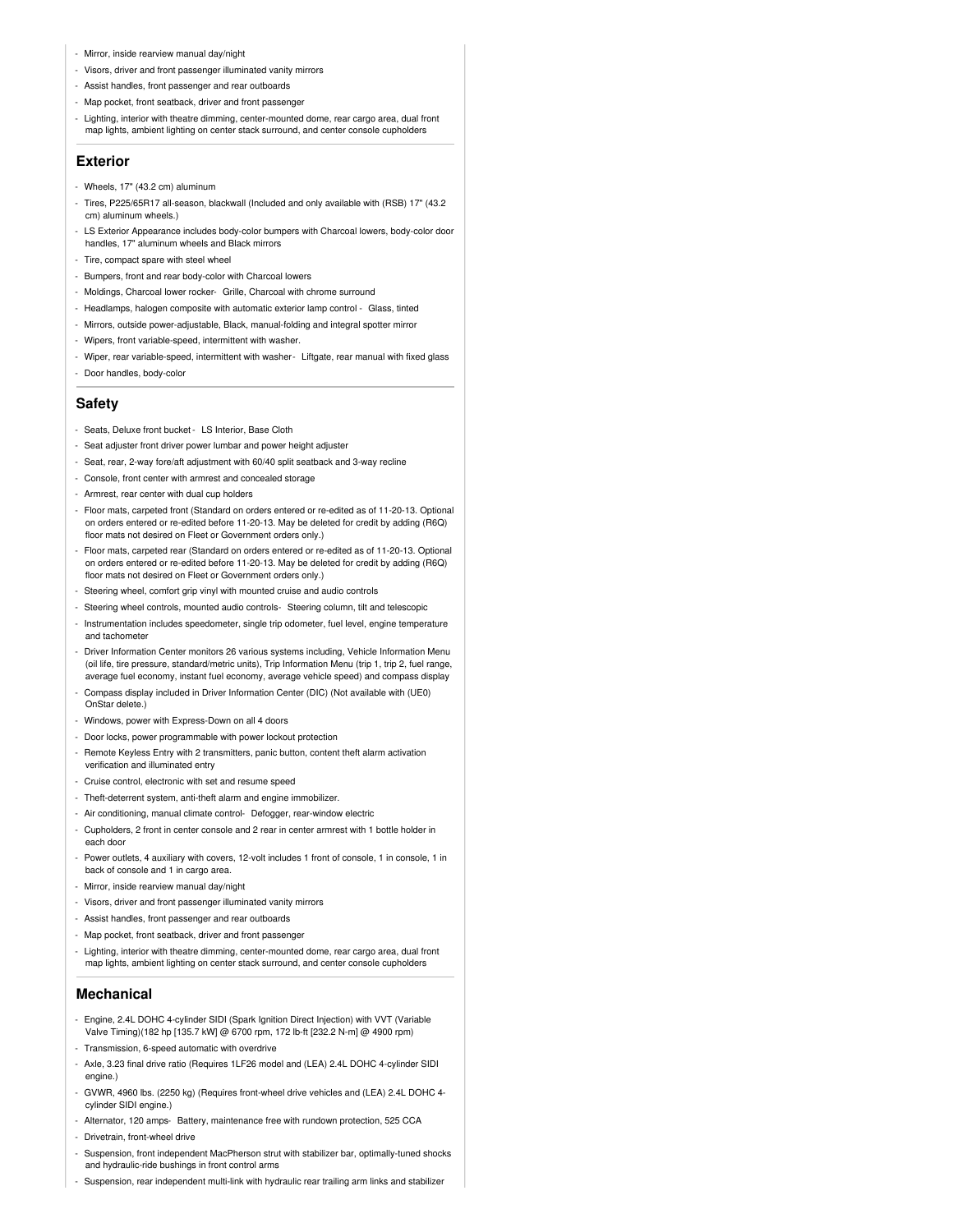- Mirror, inside rearview manual day/night
- Visors, driver and front passenger illuminated vanity mirrors
- Assist handles, front passenger and rear outboards
- Map pocket, front seatback, driver and front passenger
- Lighting, interior with theatre dimming, center-mounted dome, rear cargo area, dual front map lights, ambient lighting on center stack surround, and center console cupholders

## Exterior

- Wheels, 17" (43.2 cm) aluminum
- Tires, P225/65R17 all-season, blackwall (Included and only available with (RSB) 17" (43.2 cm) aluminum wheels.)
- LS Exterior Appearance includes body-color bumpers with Charcoal lowers, body-color door handles, 17" aluminum wheels and Black mirrors
- Tire, compact spare with steel wheel
- Bumpers, front and rear body-color with Charcoal lowers
- Moldings, Charcoal lower rocker- Grille, Charcoal with chrome surround
- Headlamps, halogen composite with automatic exterior lamp control - Glass, tinted
- Mirrors, outside power-adjustable, Black, manual-folding and integral spotter mirror
- Wipers, front variable-speed, intermittent with washer.
- Wiper, rear variable-speed, intermittent with washer- Liftgate, rear manual with fixed glass
- Door handles, body-color

## Safety

- Seats, Deluxe front bucket - LS Interior, Base Cloth
- Seat adjuster front driver power lumbar and power height adjuster
- Seat, rear, 2-way fore/aft adjustment with 60/40 split seatback and 3-way recline
- Console, front center with armrest and concealed storage
- Armrest, rear center with dual cup holders
- Floor mats, carpeted front (Standard on orders entered or re-edited as of 11-20-13. Optional on orders entered or re-edited before 11-20-13. May be deleted for credit by adding (R6Q) floor mats not desired on Fleet or Government orders only.)
- Floor mats, carpeted rear (Standard on orders entered or re-edited as of 11-20-13. Optional on orders entered or re-edited before 11-20-13. May be deleted for credit by adding (R6Q) floor mats not desired on Fleet or Government orders only.)
- Steering wheel, comfort grip vinyl with mounted cruise and audio controls
- Steering wheel controls, mounted audio controls- Steering column, tilt and telescopic
- Instrumentation includes speedometer, single trip odometer, fuel level, engine temperature and tachometer
- Driver Information Center monitors 26 various systems including, Vehicle Information Menu (oil life, tire pressure, standard/metric units), Trip Information Menu (trip 1, trip 2, fuel range, average fuel economy, instant fuel economy, average vehicle speed) and compass display
- Compass display included in Driver Information Center (DIC) (Not available with (UE0) OnStar delete.)
- Windows, power with Express-Down on all 4 doors
- Door locks, power programmable with power lockout protection
- Remote Keyless Entry with 2 transmitters, panic button, content theft alarm activation verification and illuminated entry
- Cruise control, electronic with set and resume speed
- Theft-deterrent system, anti-theft alarm and engine immobilizer.
- Air conditioning, manual climate control- Defogger, rear-window electric
- Cupholders, 2 front in center console and 2 rear in center armrest with 1 bottle holder in each door
- Power outlets, 4 auxiliary with covers, 12-volt includes 1 front of console, 1 in console, 1 in back of console and 1 in cargo area.
- Mirror, inside rearview manual day/night
- Visors, driver and front passenger illuminated vanity mirrors
- Assist handles, front passenger and rear outboards
- Map pocket, front seatback, driver and front passenger
- Lighting, interior with theatre dimming, center-mounted dome, rear cargo area, dual front map lights, ambient lighting on center stack surround, and center console cupholders

## Mechanical

- Engine, 2.4L DOHC 4-cylinder SIDI (Spark Ignition Direct Injection) with VVT (Variable Valve Timing)(182 hp [135.7 kW] @ 6700 rpm, 172 lb-ft [232.2 N-m] @ 4900 rpm)
- Transmission, 6-speed automatic with overdrive
- Axle, 3.23 final drive ratio (Requires 1LF26 model and (LEA) 2.4L DOHC 4-cylinder SIDI engine.)
- GVWR, 4960 lbs. (2250 kg) (Requires front-wheel drive vehicles and (LEA) 2.4L DOHC 4-cylinder SIDI engine.)
- Alternator, 120 amps- Battery, maintenance free with rundown protection, 525 CCA
- Drivetrain, front-wheel drive
- Suspension, front independent MacPherson strut with stabilizer bar, optimally-tuned shocks and hydraulic-ride bushings in front control arms
- Suspension, rear independent multi-link with hydraulic rear trailing arm links and stabilizer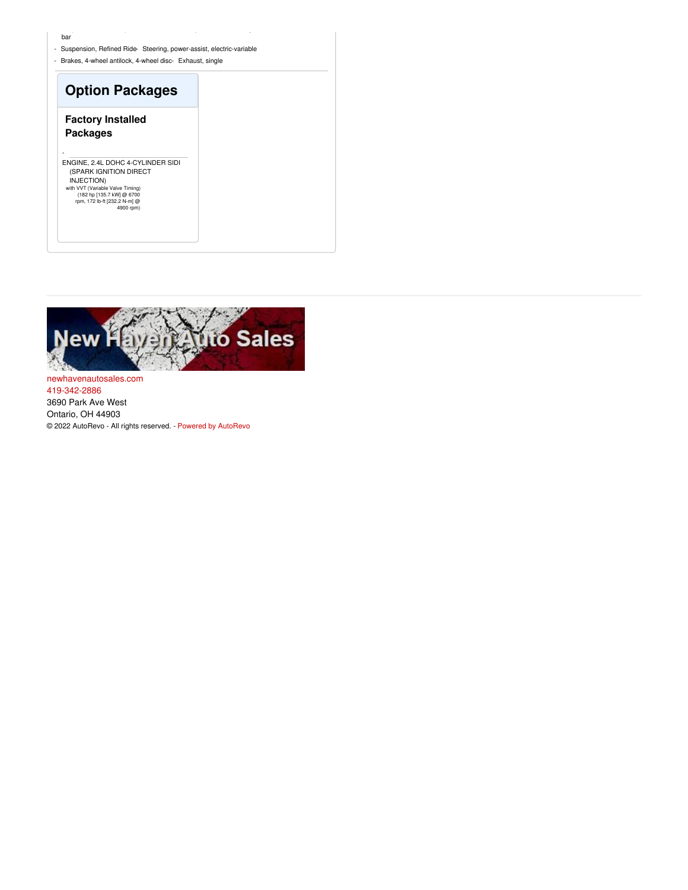bar

- Suspension, Refined Ride
- Steering, power-assist, electric-variable
- Brakes, 4-wheel antilock, 4-wheel disc
- Exhaust, single

## Option Packages

### Factory Installed Packages

-

ENGINE, 2.4L DOHC 4-CYLINDER SIDI (SPARK IGNITION DIRECT INJECTION)
with VVT (Variable Valve Timing) (182 hp [135.7 kW] @ 6700 rpm, 172 lb-ft [232.2 N-m] @ 4900 rpm)

New Haven Auto Sales

newhavenautosales.com
419-342-2886
3690 Park Ave West
Ontario, OH 44903
© 2022 AutoRevo - All rights reserved. - Powered by AutoRevo